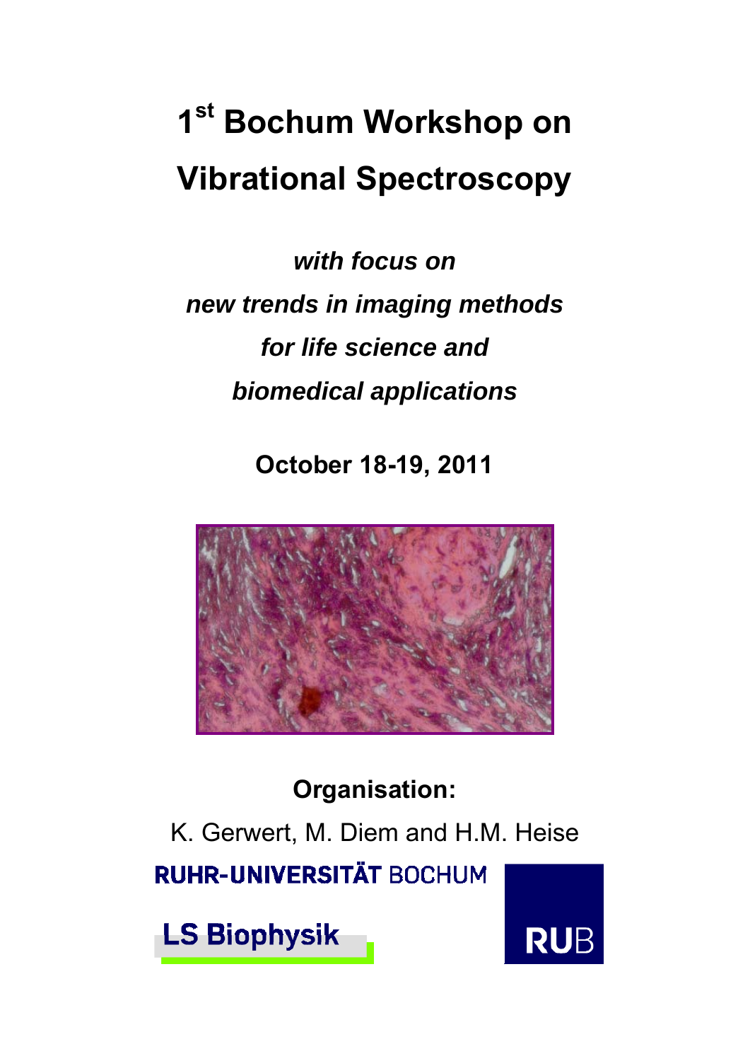# 1st Bochum Workshop on Vibrational Spectroscopy

***with focus on new trends in imaging methods for life science and biomedical applications***

**October 18-19, 2011**

**Organisation:**

K. Gerwert, M. Diem and H.M. Heise

RUHR-UNIVERSITÄT BOCHUM

LS Biophysik

RUB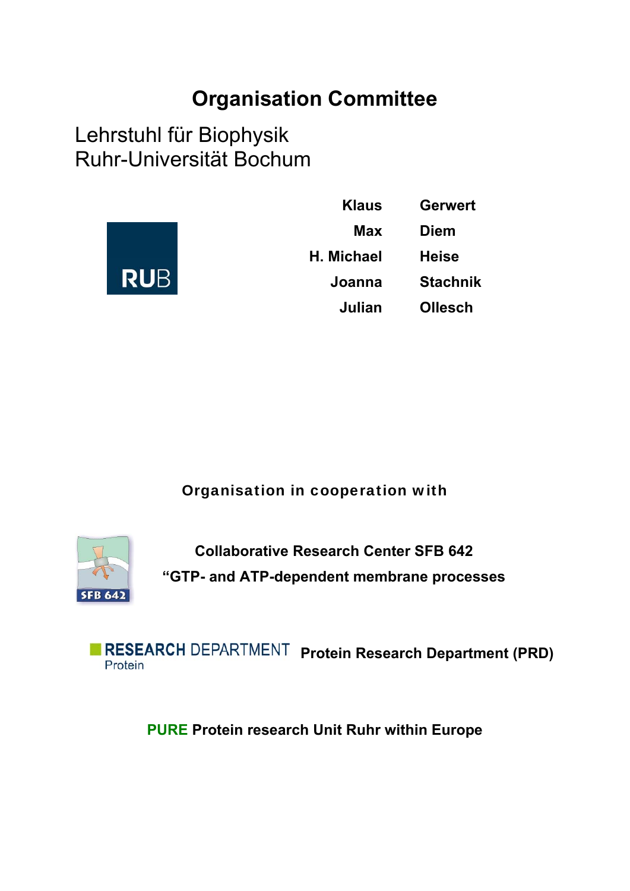# Organisation Committee

Lehrstuhl für Biophysik
Ruhr-Universität Bochum

RUB

| | |
|---|---|
| **Klaus** | **Gerwert** |
| **Max** | **Diem** |
| **H. Michael** | **Heise** |
| **Joanna** | **Stachnik** |
| **Julian** | **Ollesch** |

**Organisation in cooperation with**

SFB 642

**Collaborative Research Center SFB 642**
**"GTP- and ATP-dependent membrane processes**

RESEARCH DEPARTMENT Protein

**Protein Research Department (PRD)**

**PURE Protein research Unit Ruhr within Europe**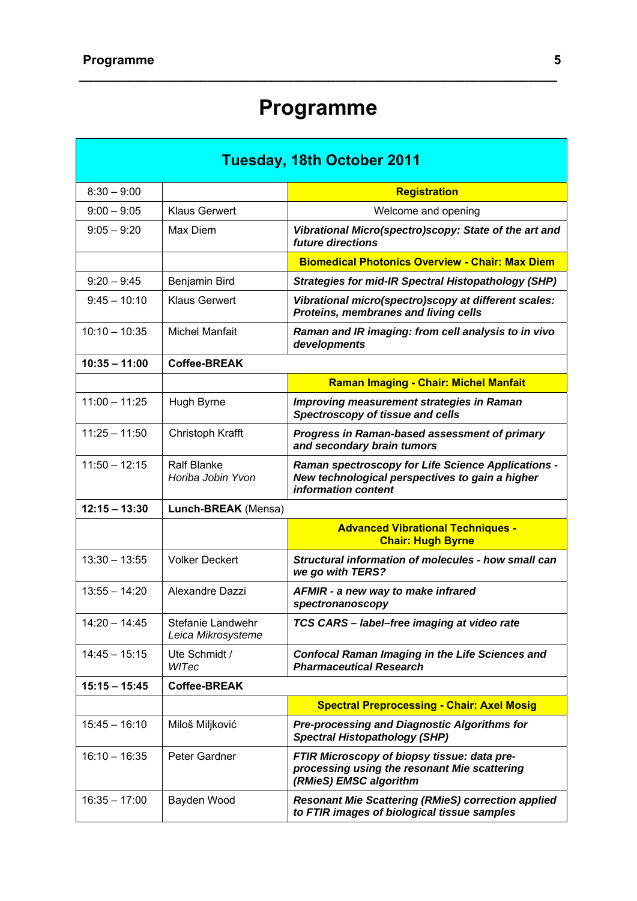# Programme

| Tuesday, 18th October 2011 | | |
|---|---|---|
| 8:30 – 9:00 | | **Registration** |
| 9:00 – 9:05 | Klaus Gerwert | Welcome and opening |
| 9:05 – 9:20 | Max Diem | ***Vibrational Micro(spectro)scopy: State of the art and future directions*** |
| | | **Biomedical Photonics Overview - Chair: Max Diem** |
| 9:20 – 9:45 | Benjamin Bird | ***Strategies for mid-IR Spectral Histopathology (SHP)*** |
| 9:45 – 10:10 | Klaus Gerwert | ***Vibrational micro(spectro)scopy at different scales: Proteins, membranes and living cells*** |
| 10:10 – 10:35 | Michel Manfait | ***Raman and IR imaging: from cell analysis to in vivo developments*** |
| **10:35 – 11:00** | **Coffee-BREAK** | |
| | | **Raman Imaging - Chair: Michel Manfait** |
| 11:00 – 11:25 | Hugh Byrne | ***Improving measurement strategies in Raman Spectroscopy of tissue and cells*** |
| 11:25 – 11:50 | Christoph Krafft | ***Progress in Raman-based assessment of primary and secondary brain tumors*** |
| 11:50 – 12:15 | Ralf Blanke *Horiba Jobin Yvon* | ***Raman spectroscopy for Life Science Applications - New technological perspectives to gain a higher information content*** |
| **12:15 – 13:30** | **Lunch-BREAK** (Mensa) | |
| | | **Advanced Vibrational Techniques - Chair: Hugh Byrne** |
| 13:30 – 13:55 | Volker Deckert | ***Structural information of molecules - how small can we go with TERS?*** |
| 13:55 – 14:20 | Alexandre Dazzi | ***AFMIR - a new way to make infrared spectronanoscopy*** |
| 14:20 – 14:45 | Stefanie Landwehr *Leica Mikrosysteme* | ***TCS CARS – label–free imaging at video rate*** |
| 14:45 – 15:15 | Ute Schmidt / *WITec* | ***Confocal Raman Imaging in the Life Sciences and Pharmaceutical Research*** |
| **15:15 – 15:45** | **Coffee-BREAK** | |
| | | **Spectral Preprocessing - Chair: Axel Mosig** |
| 15:45 – 16:10 | Miloš Miljković | ***Pre-processing and Diagnostic Algorithms for Spectral Histopathology (SHP)*** |
| 16:10 – 16:35 | Peter Gardner | ***FTIR Microscopy of biopsy tissue: data pre-processing using the resonant Mie scattering (RMieS) EMSC algorithm*** |
| 16:35 – 17:00 | Bayden Wood | ***Resonant Mie Scattering (RMieS) correction applied to FTIR images of biological tissue samples*** |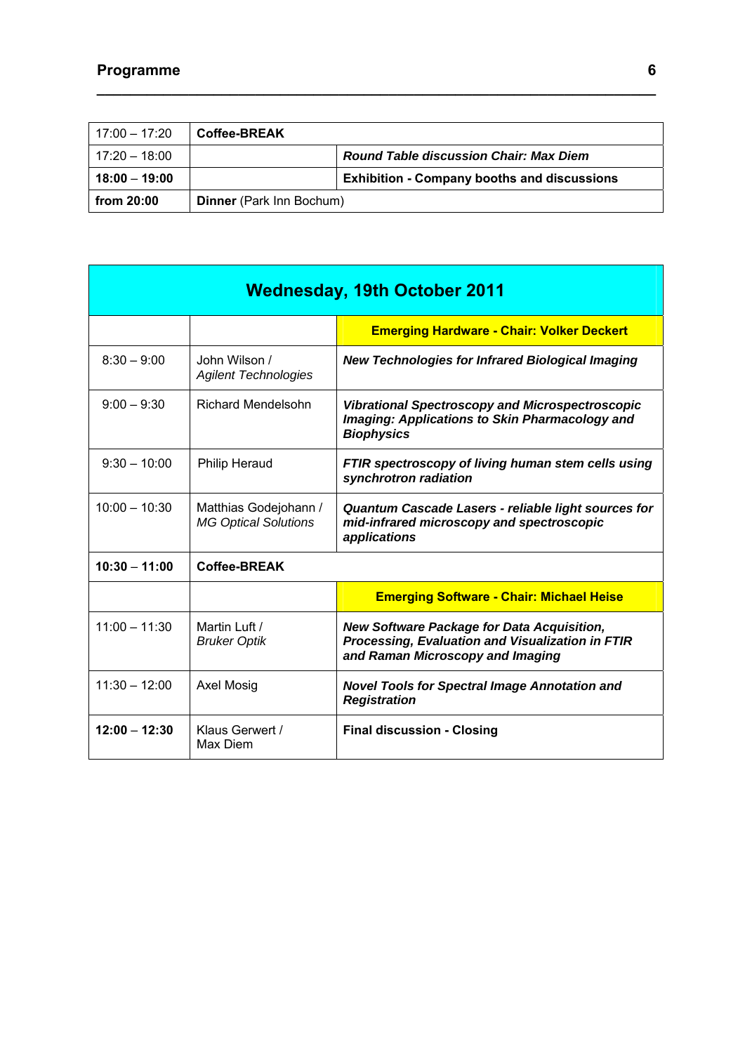| | | |
|---|---|---|
| 17:00 – 17:20 | **Coffee-BREAK** | |
| 17:20 – 18:00 | | ***Round Table discussion Chair: Max Diem*** |
| **18:00 – 19:00** | | **Exhibition - Company booths and discussions** |
| **from 20:00** | **Dinner** (Park Inn Bochum) | |

| **Wednesday, 19th October 2011** | | |
|---|---|---|
| | | **Emerging Hardware - Chair: Volker Deckert** |
| 8:30 – 9:00 | John Wilson / *Agilent Technologies* | ***New Technologies for Infrared Biological Imaging*** |
| 9:00 – 9:30 | Richard Mendelsohn | ***Vibrational Spectroscopy and Microspectroscopic Imaging: Applications to Skin Pharmacology and Biophysics*** |
| 9:30 – 10:00 | Philip Heraud | ***FTIR spectroscopy of living human stem cells using synchrotron radiation*** |
| 10:00 – 10:30 | Matthias Godejohann / *MG Optical Solutions* | ***Quantum Cascade Lasers - reliable light sources for mid-infrared microscopy and spectroscopic applications*** |
| **10:30 – 11:00** | **Coffee-BREAK** | |
| | | **Emerging Software - Chair: Michael Heise** |
| 11:00 – 11:30 | Martin Luft / *Bruker Optik* | ***New Software Package for Data Acquisition, Processing, Evaluation and Visualization in FTIR and Raman Microscopy and Imaging*** |
| 11:30 – 12:00 | Axel Mosig | ***Novel Tools for Spectral Image Annotation and Registration*** |
| **12:00 – 12:30** | Klaus Gerwert / Max Diem | **Final discussion - Closing** |